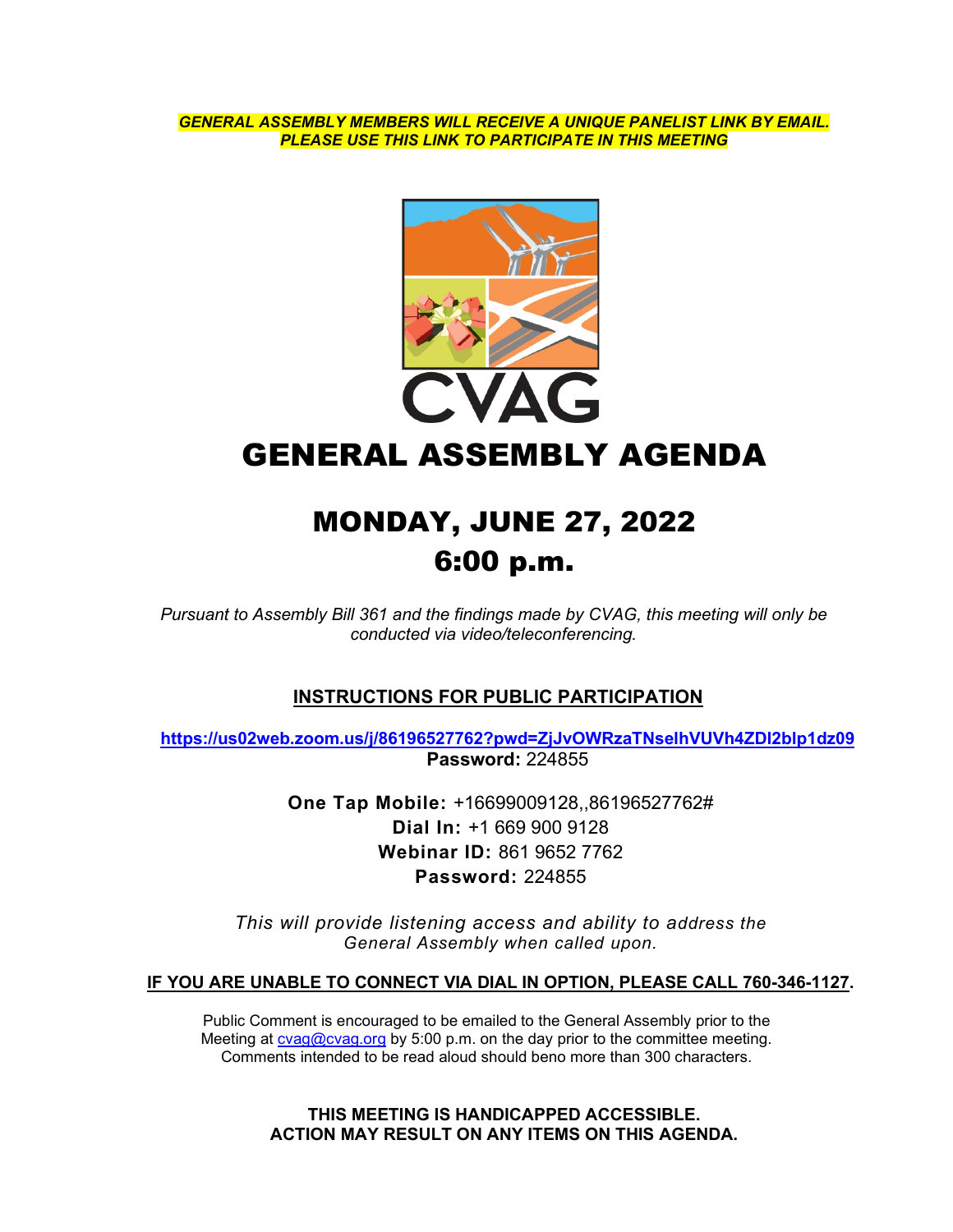***GENERAL ASSEMBLY MEMBERS WILL RECEIVE A UNIQUE PANELIST LINK BY EMAIL. PLEASE USE THIS LINK TO PARTICIPATE IN THIS MEETING***

CVAG

# GENERAL ASSEMBLY AGENDA

## MONDAY, JUNE 27, 2022
## 6:00 p.m.

*Pursuant to Assembly Bill 361 and the findings made by CVAG, this meeting will only be conducted via video/teleconferencing.*

### INSTRUCTIONS FOR PUBLIC PARTICIPATION

**https://us02web.zoom.us/j/86196527762?pwd=ZjJvOWRzaTNselhVUVh4ZDl2blp1dz09**
**Password:** 224855

**One Tap Mobile:** +16699009128,,86196527762#
**Dial In:** +1 669 900 9128
**Webinar ID:** 861 9652 7762
**Password:** 224855

*This will provide listening access and ability to address the General Assembly when called upon.*

**IF YOU ARE UNABLE TO CONNECT VIA DIAL IN OPTION, PLEASE CALL 760-346-1127.**

Public Comment is encouraged to be emailed to the General Assembly prior to the Meeting at cvag@cvag.org by 5:00 p.m. on the day prior to the committee meeting. Comments intended to be read aloud should beno more than 300 characters.

**THIS MEETING IS HANDICAPPED ACCESSIBLE.**
**ACTION MAY RESULT ON ANY ITEMS ON THIS AGENDA.**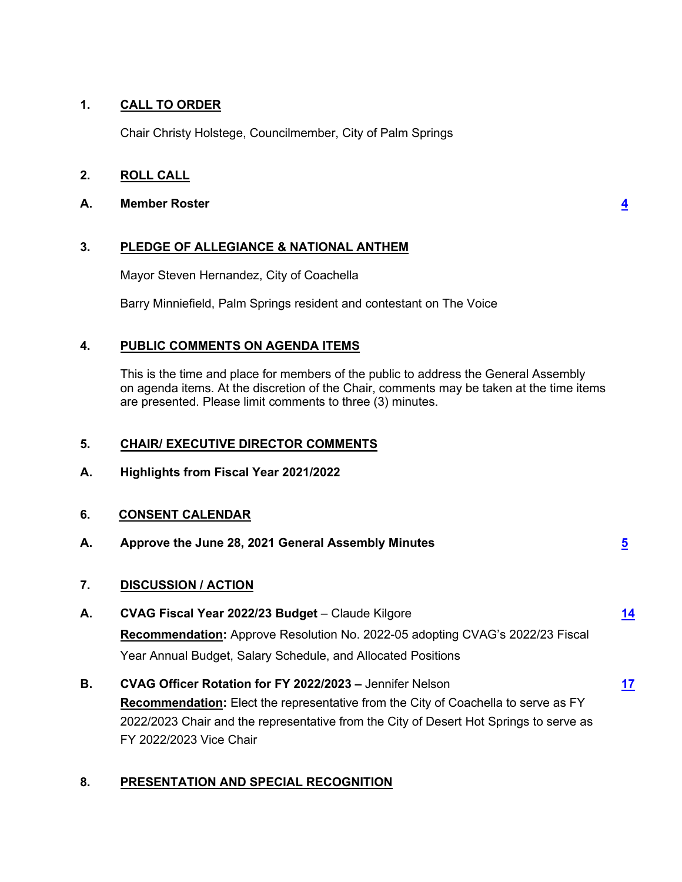**1. CALL TO ORDER**

Chair Christy Holstege, Councilmember, City of Palm Springs

**2. ROLL CALL**

**A. Member Roster** 4

**3. PLEDGE OF ALLEGIANCE & NATIONAL ANTHEM**

Mayor Steven Hernandez, City of Coachella

Barry Minniefield, Palm Springs resident and contestant on The Voice

**4. PUBLIC COMMENTS ON AGENDA ITEMS**

This is the time and place for members of the public to address the General Assembly on agenda items. At the discretion of the Chair, comments may be taken at the time items are presented. Please limit comments to three (3) minutes.

**5. CHAIR/ EXECUTIVE DIRECTOR COMMENTS**

**A. Highlights from Fiscal Year 2021/2022**

**6. CONSENT CALENDAR**

**A. Approve the June 28, 2021 General Assembly Minutes** 5

**7. DISCUSSION / ACTION**

**A. CVAG Fiscal Year 2022/23 Budget** – Claude Kilgore 14

**Recommendation:** Approve Resolution No. 2022-05 adopting CVAG's 2022/23 Fiscal Year Annual Budget, Salary Schedule, and Allocated Positions

**B. CVAG Officer Rotation for FY 2022/2023 –** Jennifer Nelson 17

**Recommendation:** Elect the representative from the City of Coachella to serve as FY 2022/2023 Chair and the representative from the City of Desert Hot Springs to serve as FY 2022/2023 Vice Chair

**8. PRESENTATION AND SPECIAL RECOGNITION**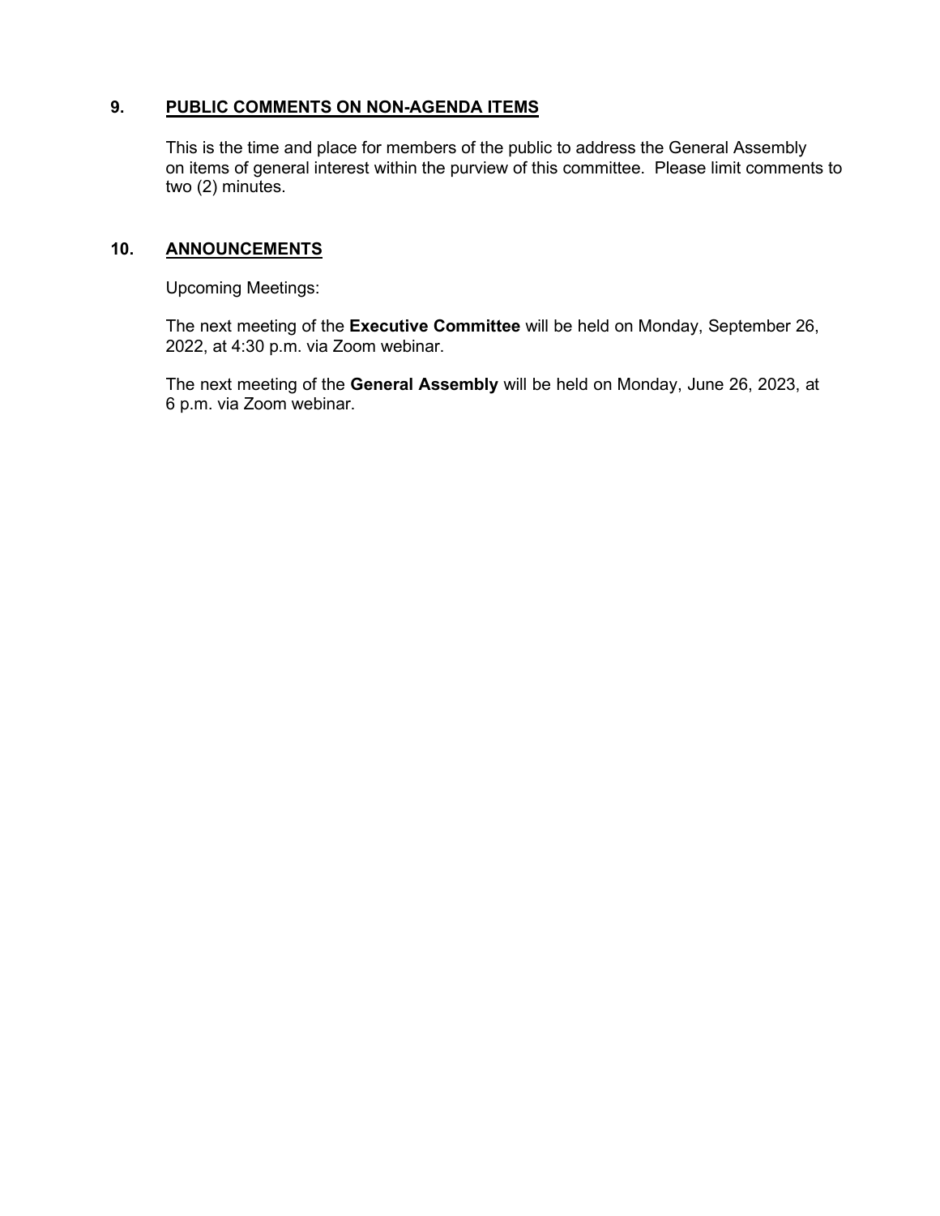## 9. **PUBLIC COMMENTS ON NON-AGENDA ITEMS**

This is the time and place for members of the public to address the General Assembly on items of general interest within the purview of this committee. Please limit comments to two (2) minutes.

## 10. **ANNOUNCEMENTS**

Upcoming Meetings:

The next meeting of the **Executive Committee** will be held on Monday, September 26, 2022, at 4:30 p.m. via Zoom webinar.

The next meeting of the **General Assembly** will be held on Monday, June 26, 2023, at 6 p.m. via Zoom webinar.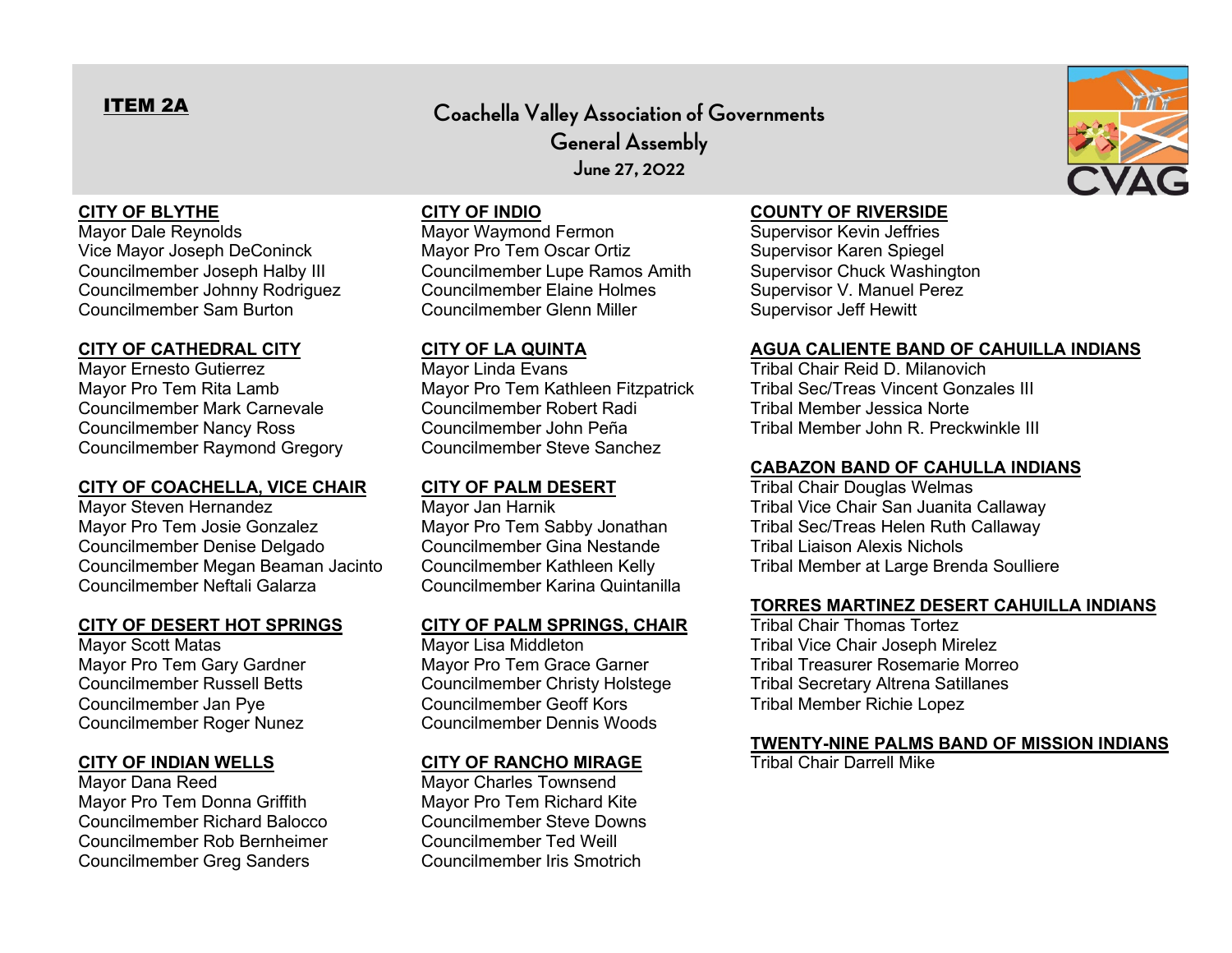**ITEM 2A**

# Coachella Valley Association of Governments
## General Assembly
### June 27, 2022

**CITY OF BLYTHE**
Mayor Dale Reynolds
Vice Mayor Joseph DeConinck
Councilmember Joseph Halby III
Councilmember Johnny Rodriguez
Councilmember Sam Burton

**CITY OF CATHEDRAL CITY**
Mayor Ernesto Gutierrez
Mayor Pro Tem Rita Lamb
Councilmember Mark Carnevale
Councilmember Nancy Ross
Councilmember Raymond Gregory

**CITY OF COACHELLA, VICE CHAIR**
Mayor Steven Hernandez
Mayor Pro Tem Josie Gonzalez
Councilmember Denise Delgado
Councilmember Megan Beaman Jacinto
Councilmember Neftali Galarza

**CITY OF DESERT HOT SPRINGS**
Mayor Scott Matas
Mayor Pro Tem Gary Gardner
Councilmember Russell Betts
Councilmember Jan Pye
Councilmember Roger Nunez

**CITY OF INDIAN WELLS**
Mayor Dana Reed
Mayor Pro Tem Donna Griffith
Councilmember Richard Balocco
Councilmember Rob Bernheimer
Councilmember Greg Sanders

**CITY OF INDIO**
Mayor Waymond Fermon
Mayor Pro Tem Oscar Ortiz
Councilmember Lupe Ramos Amith
Councilmember Elaine Holmes
Councilmember Glenn Miller

**CITY OF LA QUINTA**
Mayor Linda Evans
Mayor Pro Tem Kathleen Fitzpatrick
Councilmember Robert Radi
Councilmember John Peña
Councilmember Steve Sanchez

**CITY OF PALM DESERT**
Mayor Jan Harnik
Mayor Pro Tem Sabby Jonathan
Councilmember Gina Nestande
Councilmember Kathleen Kelly
Councilmember Karina Quintanilla

**CITY OF PALM SPRINGS, CHAIR**
Mayor Lisa Middleton
Mayor Pro Tem Grace Garner
Councilmember Christy Holstege
Councilmember Geoff Kors
Councilmember Dennis Woods

**CITY OF RANCHO MIRAGE**
Mayor Charles Townsend
Mayor Pro Tem Richard Kite
Councilmember Steve Downs
Councilmember Ted Weill
Councilmember Iris Smotrich

**COUNTY OF RIVERSIDE**
Supervisor Kevin Jeffries
Supervisor Karen Spiegel
Supervisor Chuck Washington
Supervisor V. Manuel Perez
Supervisor Jeff Hewitt

**AGUA CALIENTE BAND OF CAHUILLA INDIANS**
Tribal Chair Reid D. Milanovich
Tribal Sec/Treas Vincent Gonzales III
Tribal Member Jessica Norte
Tribal Member John R. Preckwinkle III

**CABAZON BAND OF CAHULLA INDIANS**
Tribal Chair Douglas Welmas
Tribal Vice Chair San Juanita Callaway
Tribal Sec/Treas Helen Ruth Callaway
Tribal Liaison Alexis Nichols
Tribal Member at Large Brenda Soulliere

**TORRES MARTINEZ DESERT CAHUILLA INDIANS**
Tribal Chair Thomas Tortez
Tribal Vice Chair Joseph Mirelez
Tribal Treasurer Rosemarie Morreo
Tribal Secretary Altrena Satillanes
Tribal Member Richie Lopez

**TWENTY-NINE PALMS BAND OF MISSION INDIANS**
Tribal Chair Darrell Mike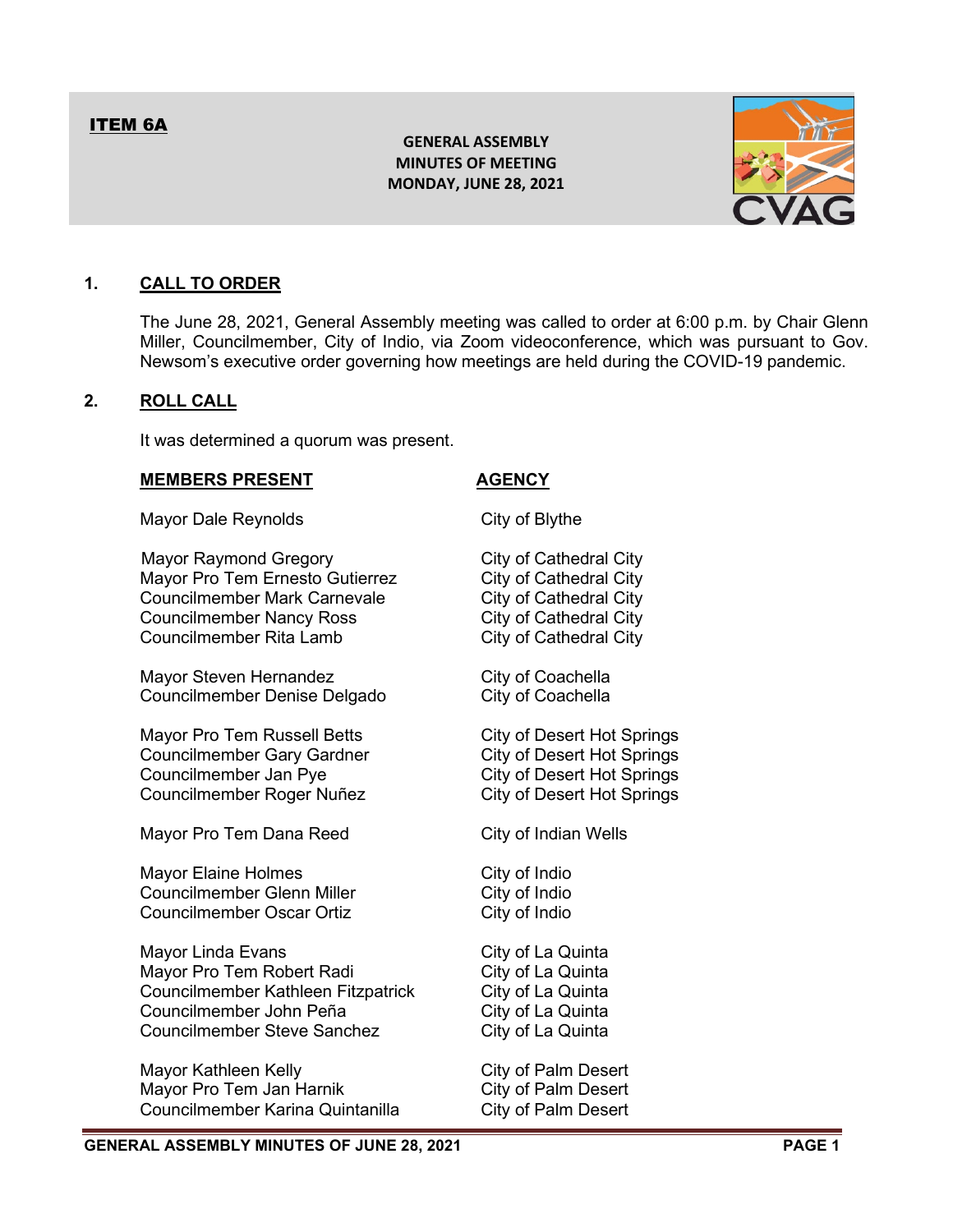**ITEM 6A**

**GENERAL ASSEMBLY**
**MINUTES OF MEETING**
**MONDAY, JUNE 28, 2021**

## 1. CALL TO ORDER

The June 28, 2021, General Assembly meeting was called to order at 6:00 p.m. by Chair Glenn Miller, Councilmember, City of Indio, via Zoom videoconference, which was pursuant to Gov. Newsom's executive order governing how meetings are held during the COVID-19 pandemic.

## 2. ROLL CALL

It was determined a quorum was present.

| MEMBERS PRESENT | AGENCY |
|---|---|
| Mayor Dale Reynolds | City of Blythe |
| Mayor Raymond Gregory | City of Cathedral City |
| Mayor Pro Tem Ernesto Gutierrez | City of Cathedral City |
| Councilmember Mark Carnevale | City of Cathedral City |
| Councilmember Nancy Ross | City of Cathedral City |
| Councilmember Rita Lamb | City of Cathedral City |
| Mayor Steven Hernandez | City of Coachella |
| Councilmember Denise Delgado | City of Coachella |
| Mayor Pro Tem Russell Betts | City of Desert Hot Springs |
| Councilmember Gary Gardner | City of Desert Hot Springs |
| Councilmember Jan Pye | City of Desert Hot Springs |
| Councilmember Roger Nuñez | City of Desert Hot Springs |
| Mayor Pro Tem Dana Reed | City of Indian Wells |
| Mayor Elaine Holmes | City of Indio |
| Councilmember Glenn Miller | City of Indio |
| Councilmember Oscar Ortiz | City of Indio |
| Mayor Linda Evans | City of La Quinta |
| Mayor Pro Tem Robert Radi | City of La Quinta |
| Councilmember Kathleen Fitzpatrick | City of La Quinta |
| Councilmember John Peña | City of La Quinta |
| Councilmember Steve Sanchez | City of La Quinta |
| Mayor Kathleen Kelly | City of Palm Desert |
| Mayor Pro Tem Jan Harnik | City of Palm Desert |
| Councilmember Karina Quintanilla | City of Palm Desert |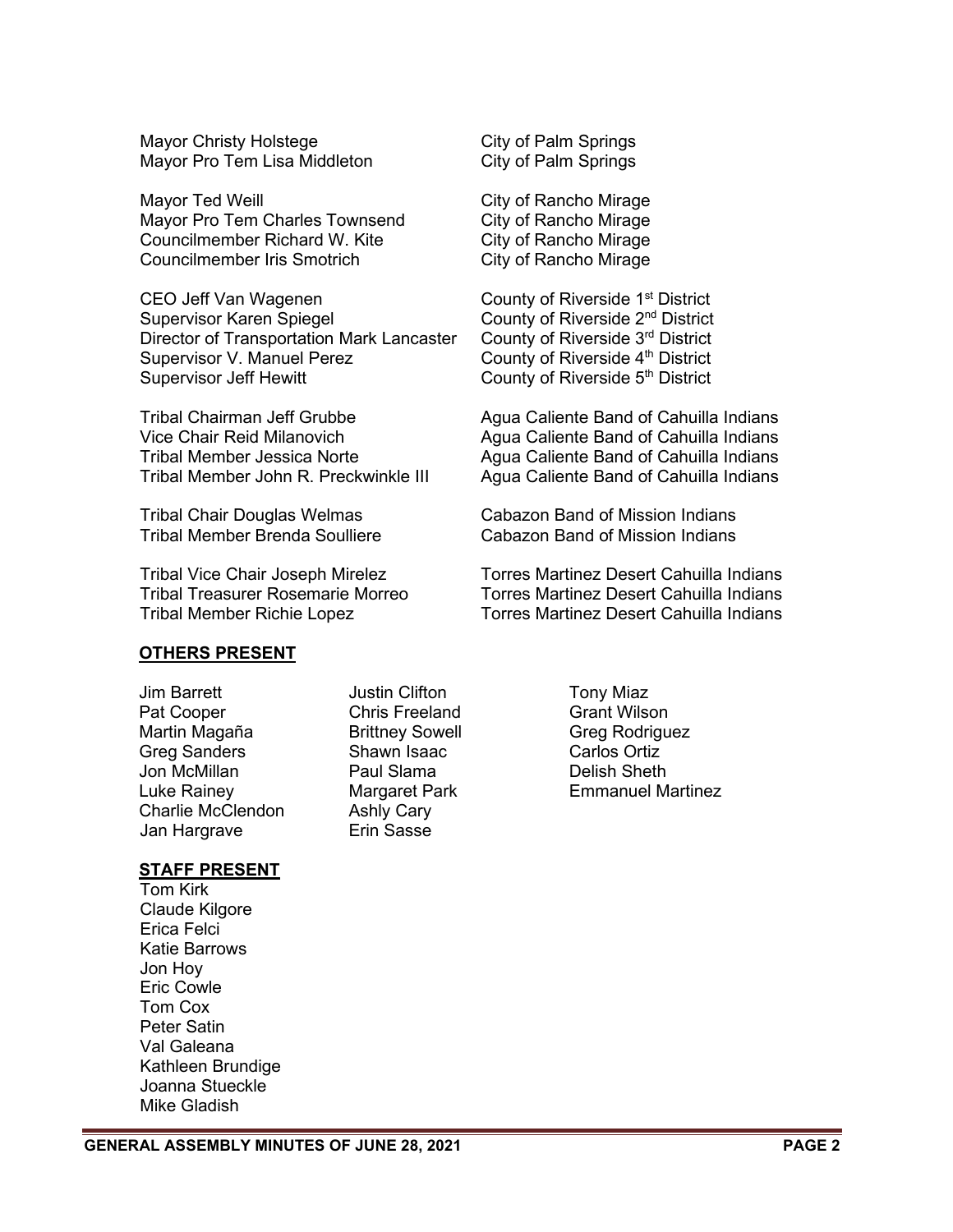| | |
|---|---|
| Mayor Christy Holstege | City of Palm Springs |
| Mayor Pro Tem Lisa Middleton | City of Palm Springs |
| Mayor Ted Weill | City of Rancho Mirage |
| Mayor Pro Tem Charles Townsend | City of Rancho Mirage |
| Councilmember Richard W. Kite | City of Rancho Mirage |
| Councilmember Iris Smotrich | City of Rancho Mirage |
| CEO Jeff Van Wagenen | County of Riverside 1st District |
| Supervisor Karen Spiegel | County of Riverside 2nd District |
| Director of Transportation Mark Lancaster | County of Riverside 3rd District |
| Supervisor V. Manuel Perez | County of Riverside 4th District |
| Supervisor Jeff Hewitt | County of Riverside 5th District |
| Tribal Chairman Jeff Grubbe | Agua Caliente Band of Cahuilla Indians |
| Vice Chair Reid Milanovich | Agua Caliente Band of Cahuilla Indians |
| Tribal Member Jessica Norte | Agua Caliente Band of Cahuilla Indians |
| Tribal Member John R. Preckwinkle III | Agua Caliente Band of Cahuilla Indians |
| Tribal Chair Douglas Welmas | Cabazon Band of Mission Indians |
| Tribal Member Brenda Soulliere | Cabazon Band of Mission Indians |
| Tribal Vice Chair Joseph Mirelez | Torres Martinez Desert Cahuilla Indians |
| Tribal Treasurer Rosemarie Morreo | Torres Martinez Desert Cahuilla Indians |
| Tribal Member Richie Lopez | Torres Martinez Desert Cahuilla Indians |

**OTHERS PRESENT**

| | | |
|---|---|---|
| Jim Barrett | Justin Clifton | Tony Miaz |
| Pat Cooper | Chris Freeland | Grant Wilson |
| Martin Magaña | Brittney Sowell | Greg Rodriguez |
| Greg Sanders | Shawn Isaac | Carlos Ortiz |
| Jon McMillan | Paul Slama | Delish Sheth |
| Luke Rainey | Margaret Park | Emmanuel Martinez |
| Charlie McClendon | Ashly Cary | |
| Jan Hargrave | Erin Sasse | |

**STAFF PRESENT**

Tom Kirk
Claude Kilgore
Erica Felci
Katie Barrows
Jon Hoy
Eric Cowle
Tom Cox
Peter Satin
Val Galeana
Kathleen Brundige
Joanna Stueckle
Mike Gladish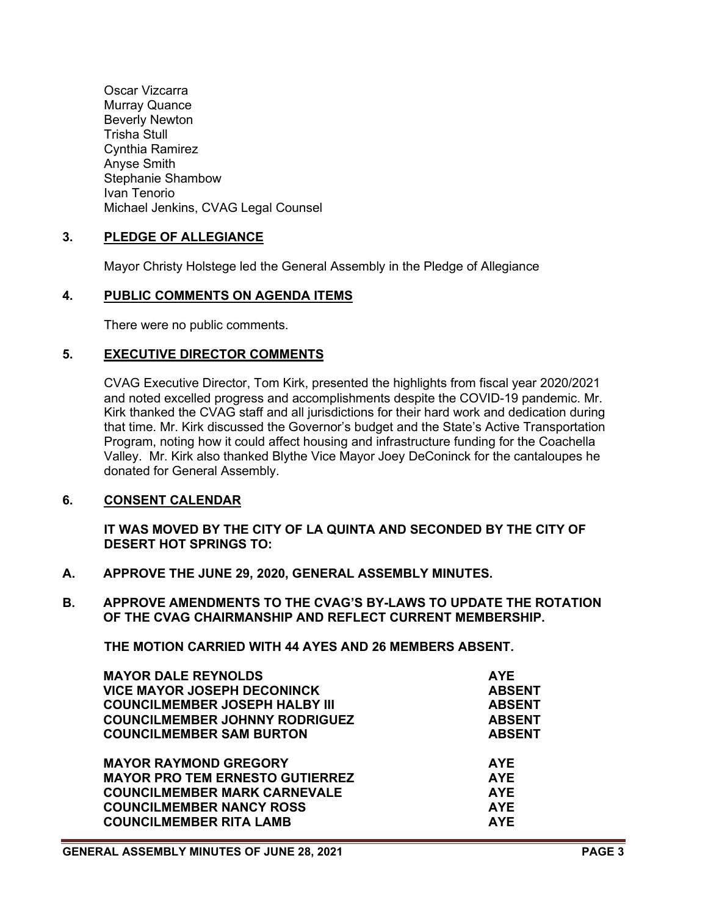Oscar Vizcarra
Murray Quance
Beverly Newton
Trisha Stull
Cynthia Ramirez
Anyse Smith
Stephanie Shambow
Ivan Tenorio
Michael Jenkins, CVAG Legal Counsel

## 3. PLEDGE OF ALLEGIANCE

Mayor Christy Holstege led the General Assembly in the Pledge of Allegiance

## 4. PUBLIC COMMENTS ON AGENDA ITEMS

There were no public comments.

## 5. EXECUTIVE DIRECTOR COMMENTS

CVAG Executive Director, Tom Kirk, presented the highlights from fiscal year 2020/2021 and noted excelled progress and accomplishments despite the COVID-19 pandemic. Mr. Kirk thanked the CVAG staff and all jurisdictions for their hard work and dedication during that time. Mr. Kirk discussed the Governor's budget and the State's Active Transportation Program, noting how it could affect housing and infrastructure funding for the Coachella Valley. Mr. Kirk also thanked Blythe Vice Mayor Joey DeConinck for the cantaloupes he donated for General Assembly.

## 6. CONSENT CALENDAR

**IT WAS MOVED BY THE CITY OF LA QUINTA AND SECONDED BY THE CITY OF DESERT HOT SPRINGS TO:**

**A. APPROVE THE JUNE 29, 2020, GENERAL ASSEMBLY MINUTES.**

**B. APPROVE AMENDMENTS TO THE CVAG'S BY-LAWS TO UPDATE THE ROTATION OF THE CVAG CHAIRMANSHIP AND REFLECT CURRENT MEMBERSHIP.**

**THE MOTION CARRIED WITH 44 AYES AND 26 MEMBERS ABSENT.**

| | |
|---|---|
| **MAYOR DALE REYNOLDS** | **AYE** |
| **VICE MAYOR JOSEPH DECONINCK** | **ABSENT** |
| **COUNCILMEMBER JOSEPH HALBY III** | **ABSENT** |
| **COUNCILMEMBER JOHNNY RODRIGUEZ** | **ABSENT** |
| **COUNCILMEMBER SAM BURTON** | **ABSENT** |
| | |
| **MAYOR RAYMOND GREGORY** | **AYE** |
| **MAYOR PRO TEM ERNESTO GUTIERREZ** | **AYE** |
| **COUNCILMEMBER MARK CARNEVALE** | **AYE** |
| **COUNCILMEMBER NANCY ROSS** | **AYE** |
| **COUNCILMEMBER RITA LAMB** | **AYE** |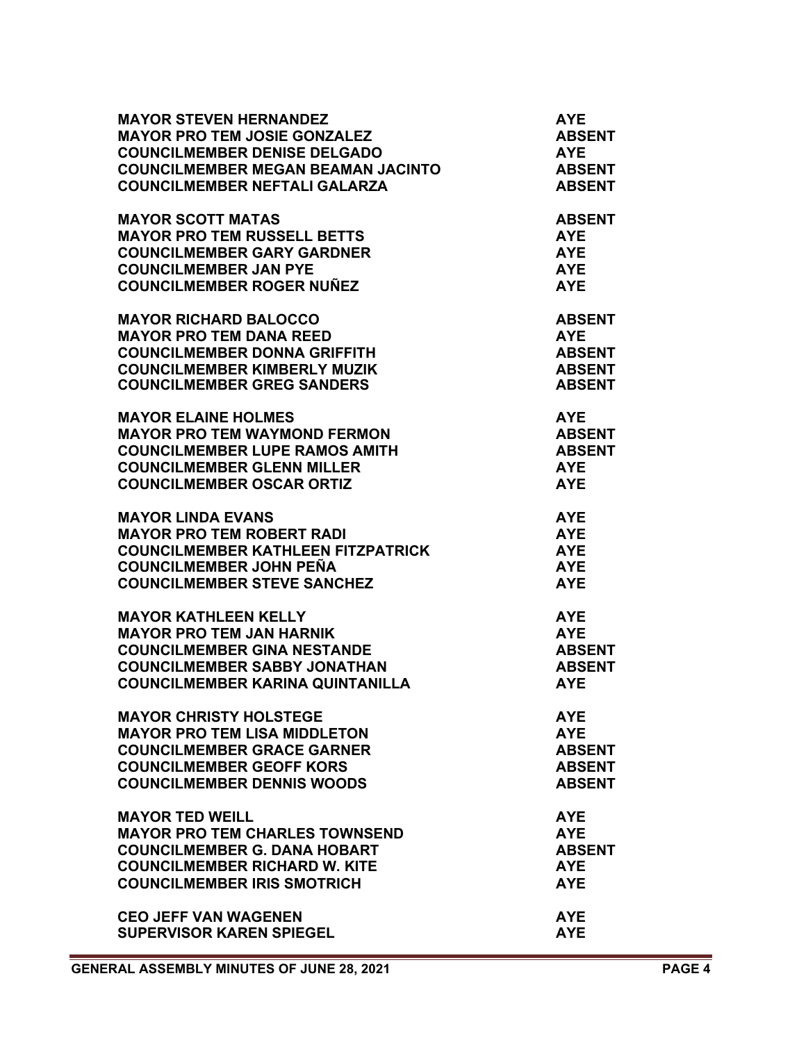**MAYOR STEVEN HERNANDEZ** **AYE**
**MAYOR PRO TEM JOSIE GONZALEZ** **ABSENT**
**COUNCILMEMBER DENISE DELGADO** **AYE**
**COUNCILMEMBER MEGAN BEAMAN JACINTO** **ABSENT**
**COUNCILMEMBER NEFTALI GALARZA** **ABSENT**

**MAYOR SCOTT MATAS** **ABSENT**
**MAYOR PRO TEM RUSSELL BETTS** **AYE**
**COUNCILMEMBER GARY GARDNER** **AYE**
**COUNCILMEMBER JAN PYE** **AYE**
**COUNCILMEMBER ROGER NUÑEZ** **AYE**

**MAYOR RICHARD BALOCCO** **ABSENT**
**MAYOR PRO TEM DANA REED** **AYE**
**COUNCILMEMBER DONNA GRIFFITH** **ABSENT**
**COUNCILMEMBER KIMBERLY MUZIK** **ABSENT**
**COUNCILMEMBER GREG SANDERS** **ABSENT**

**MAYOR ELAINE HOLMES** **AYE**
**MAYOR PRO TEM WAYMOND FERMON** **ABSENT**
**COUNCILMEMBER LUPE RAMOS AMITH** **ABSENT**
**COUNCILMEMBER GLENN MILLER** **AYE**
**COUNCILMEMBER OSCAR ORTIZ** **AYE**

**MAYOR LINDA EVANS** **AYE**
**MAYOR PRO TEM ROBERT RADI** **AYE**
**COUNCILMEMBER KATHLEEN FITZPATRICK** **AYE**
**COUNCILMEMBER JOHN PEÑA** **AYE**
**COUNCILMEMBER STEVE SANCHEZ** **AYE**

**MAYOR KATHLEEN KELLY** **AYE**
**MAYOR PRO TEM JAN HARNIK** **AYE**
**COUNCILMEMBER GINA NESTANDE** **ABSENT**
**COUNCILMEMBER SABBY JONATHAN** **ABSENT**
**COUNCILMEMBER KARINA QUINTANILLA** **AYE**

**MAYOR CHRISTY HOLSTEGE** **AYE**
**MAYOR PRO TEM LISA MIDDLETON** **AYE**
**COUNCILMEMBER GRACE GARNER** **ABSENT**
**COUNCILMEMBER GEOFF KORS** **ABSENT**
**COUNCILMEMBER DENNIS WOODS** **ABSENT**

**MAYOR TED WEILL** **AYE**
**MAYOR PRO TEM CHARLES TOWNSEND** **AYE**
**COUNCILMEMBER G. DANA HOBART** **ABSENT**
**COUNCILMEMBER RICHARD W. KITE** **AYE**
**COUNCILMEMBER IRIS SMOTRICH** **AYE**

**CEO JEFF VAN WAGENEN** **AYE**
**SUPERVISOR KAREN SPIEGEL** **AYE**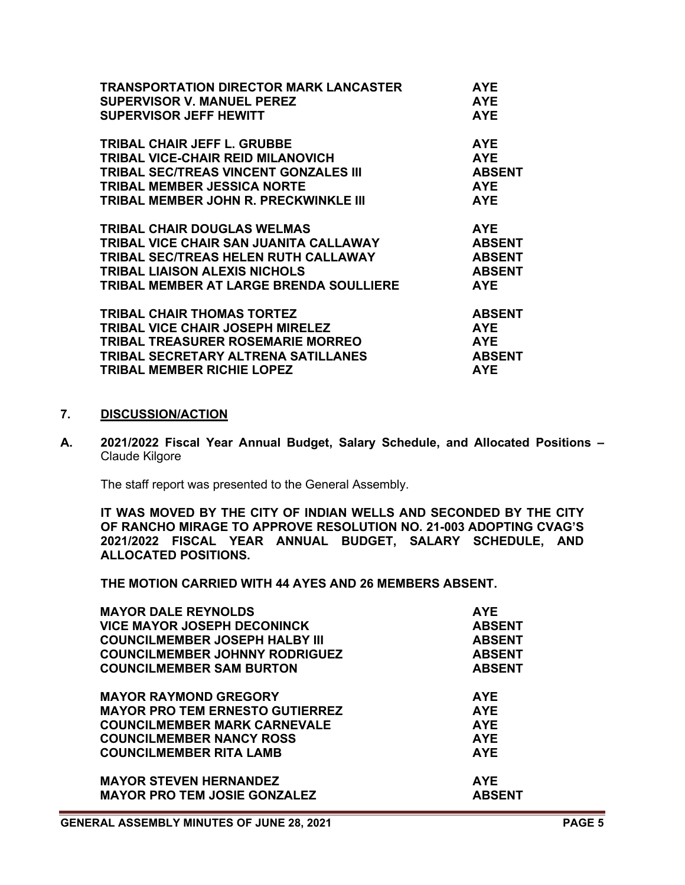| | |
|---|---|
| **TRANSPORTATION DIRECTOR MARK LANCASTER** | **AYE** |
| **SUPERVISOR V. MANUEL PEREZ** | **AYE** |
| **SUPERVISOR JEFF HEWITT** | **AYE** |
| | |
| **TRIBAL CHAIR JEFF L. GRUBBE** | **AYE** |
| **TRIBAL VICE-CHAIR REID MILANOVICH** | **AYE** |
| **TRIBAL SEC/TREAS VINCENT GONZALES III** | **ABSENT** |
| **TRIBAL MEMBER JESSICA NORTE** | **AYE** |
| **TRIBAL MEMBER JOHN R. PRECKWINKLE III** | **AYE** |
| | |
| **TRIBAL CHAIR DOUGLAS WELMAS** | **AYE** |
| **TRIBAL VICE CHAIR SAN JUANITA CALLAWAY** | **ABSENT** |
| **TRIBAL SEC/TREAS HELEN RUTH CALLAWAY** | **ABSENT** |
| **TRIBAL LIAISON ALEXIS NICHOLS** | **ABSENT** |
| **TRIBAL MEMBER AT LARGE BRENDA SOULLIERE** | **AYE** |
| | |
| **TRIBAL CHAIR THOMAS TORTEZ** | **ABSENT** |
| **TRIBAL VICE CHAIR JOSEPH MIRELEZ** | **AYE** |
| **TRIBAL TREASURER ROSEMARIE MORREO** | **AYE** |
| **TRIBAL SECRETARY ALTRENA SATILLANES** | **ABSENT** |
| **TRIBAL MEMBER RICHIE LOPEZ** | **AYE** |

## 7. DISCUSSION/ACTION

**A. 2021/2022 Fiscal Year Annual Budget, Salary Schedule, and Allocated Positions –** Claude Kilgore

The staff report was presented to the General Assembly.

**IT WAS MOVED BY THE CITY OF INDIAN WELLS AND SECONDED BY THE CITY OF RANCHO MIRAGE TO APPROVE RESOLUTION NO. 21-003 ADOPTING CVAG'S 2021/2022 FISCAL YEAR ANNUAL BUDGET, SALARY SCHEDULE, AND ALLOCATED POSITIONS.**

**THE MOTION CARRIED WITH 44 AYES AND 26 MEMBERS ABSENT.**

| | |
|---|---|
| **MAYOR DALE REYNOLDS** | **AYE** |
| **VICE MAYOR JOSEPH DECONINCK** | **ABSENT** |
| **COUNCILMEMBER JOSEPH HALBY III** | **ABSENT** |
| **COUNCILMEMBER JOHNNY RODRIGUEZ** | **ABSENT** |
| **COUNCILMEMBER SAM BURTON** | **ABSENT** |
| | |
| **MAYOR RAYMOND GREGORY** | **AYE** |
| **MAYOR PRO TEM ERNESTO GUTIERREZ** | **AYE** |
| **COUNCILMEMBER MARK CARNEVALE** | **AYE** |
| **COUNCILMEMBER NANCY ROSS** | **AYE** |
| **COUNCILMEMBER RITA LAMB** | **AYE** |
| | |
| **MAYOR STEVEN HERNANDEZ** | **AYE** |
| **MAYOR PRO TEM JOSIE GONZALEZ** | **ABSENT** |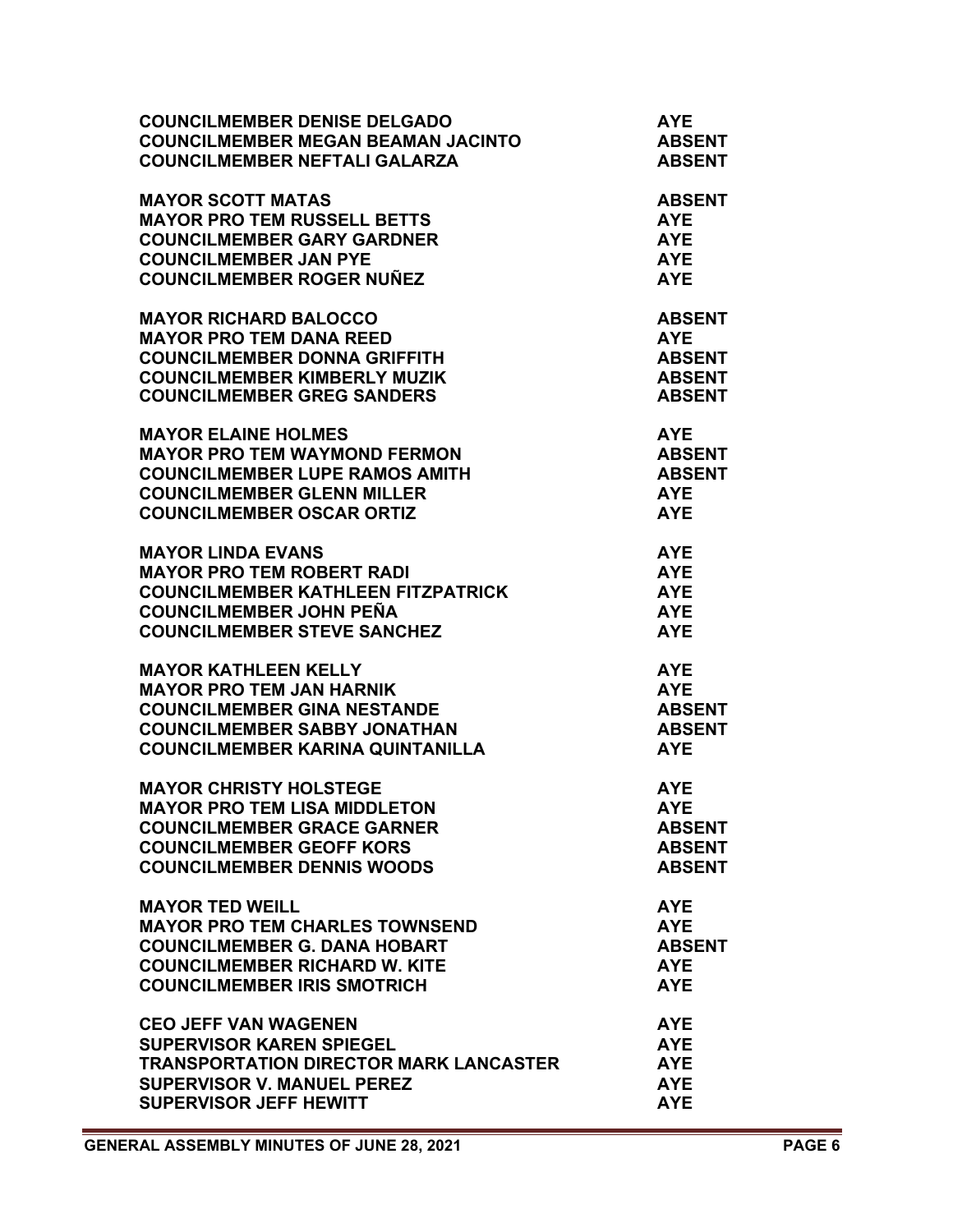| | |
|---|---|
| **COUNCILMEMBER DENISE DELGADO** | **AYE** |
| **COUNCILMEMBER MEGAN BEAMAN JACINTO** | **ABSENT** |
| **COUNCILMEMBER NEFTALI GALARZA** | **ABSENT** |
| | |
| **MAYOR SCOTT MATAS** | **ABSENT** |
| **MAYOR PRO TEM RUSSELL BETTS** | **AYE** |
| **COUNCILMEMBER GARY GARDNER** | **AYE** |
| **COUNCILMEMBER JAN PYE** | **AYE** |
| **COUNCILMEMBER ROGER NUÑEZ** | **AYE** |
| | |
| **MAYOR RICHARD BALOCCO** | **ABSENT** |
| **MAYOR PRO TEM DANA REED** | **AYE** |
| **COUNCILMEMBER DONNA GRIFFITH** | **ABSENT** |
| **COUNCILMEMBER KIMBERLY MUZIK** | **ABSENT** |
| **COUNCILMEMBER GREG SANDERS** | **ABSENT** |
| | |
| **MAYOR ELAINE HOLMES** | **AYE** |
| **MAYOR PRO TEM WAYMOND FERMON** | **ABSENT** |
| **COUNCILMEMBER LUPE RAMOS AMITH** | **ABSENT** |
| **COUNCILMEMBER GLENN MILLER** | **AYE** |
| **COUNCILMEMBER OSCAR ORTIZ** | **AYE** |
| | |
| **MAYOR LINDA EVANS** | **AYE** |
| **MAYOR PRO TEM ROBERT RADI** | **AYE** |
| **COUNCILMEMBER KATHLEEN FITZPATRICK** | **AYE** |
| **COUNCILMEMBER JOHN PEÑA** | **AYE** |
| **COUNCILMEMBER STEVE SANCHEZ** | **AYE** |
| | |
| **MAYOR KATHLEEN KELLY** | **AYE** |
| **MAYOR PRO TEM JAN HARNIK** | **AYE** |
| **COUNCILMEMBER GINA NESTANDE** | **ABSENT** |
| **COUNCILMEMBER SABBY JONATHAN** | **ABSENT** |
| **COUNCILMEMBER KARINA QUINTANILLA** | **AYE** |
| | |
| **MAYOR CHRISTY HOLSTEGE** | **AYE** |
| **MAYOR PRO TEM LISA MIDDLETON** | **AYE** |
| **COUNCILMEMBER GRACE GARNER** | **ABSENT** |
| **COUNCILMEMBER GEOFF KORS** | **ABSENT** |
| **COUNCILMEMBER DENNIS WOODS** | **ABSENT** |
| | |
| **MAYOR TED WEILL** | **AYE** |
| **MAYOR PRO TEM CHARLES TOWNSEND** | **AYE** |
| **COUNCILMEMBER G. DANA HOBART** | **ABSENT** |
| **COUNCILMEMBER RICHARD W. KITE** | **AYE** |
| **COUNCILMEMBER IRIS SMOTRICH** | **AYE** |
| | |
| **CEO JEFF VAN WAGENEN** | **AYE** |
| **SUPERVISOR KAREN SPIEGEL** | **AYE** |
| **TRANSPORTATION DIRECTOR MARK LANCASTER** | **AYE** |
| **SUPERVISOR V. MANUEL PEREZ** | **AYE** |
| **SUPERVISOR JEFF HEWITT** | **AYE** |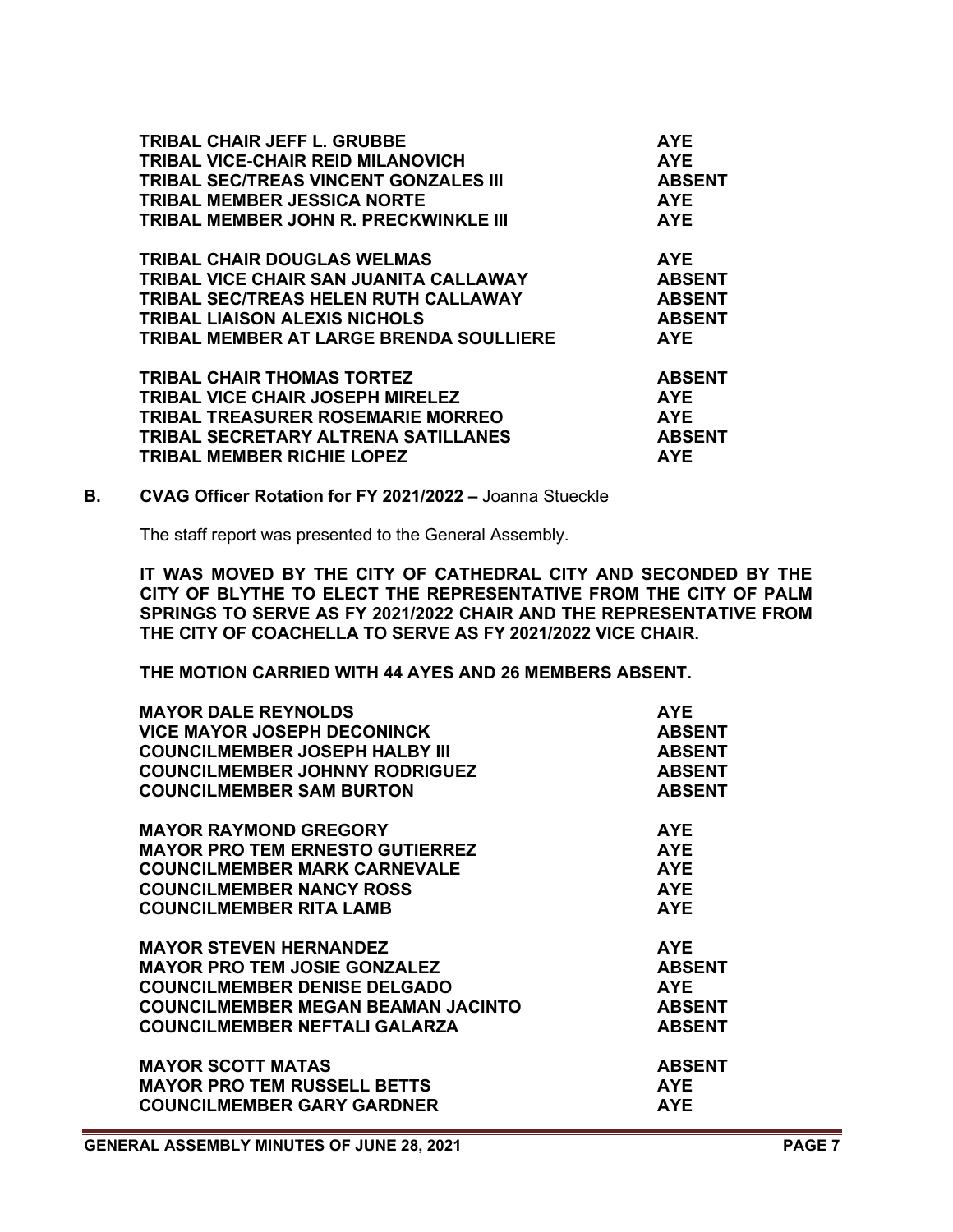| | |
|---|---|
| **TRIBAL CHAIR JEFF L. GRUBBE** | **AYE** |
| **TRIBAL VICE-CHAIR REID MILANOVICH** | **AYE** |
| **TRIBAL SEC/TREAS VINCENT GONZALES III** | **ABSENT** |
| **TRIBAL MEMBER JESSICA NORTE** | **AYE** |
| **TRIBAL MEMBER JOHN R. PRECKWINKLE III** | **AYE** |
| | |
| **TRIBAL CHAIR DOUGLAS WELMAS** | **AYE** |
| **TRIBAL VICE CHAIR SAN JUANITA CALLAWAY** | **ABSENT** |
| **TRIBAL SEC/TREAS HELEN RUTH CALLAWAY** | **ABSENT** |
| **TRIBAL LIAISON ALEXIS NICHOLS** | **ABSENT** |
| **TRIBAL MEMBER AT LARGE BRENDA SOULLIERE** | **AYE** |
| | |
| **TRIBAL CHAIR THOMAS TORTEZ** | **ABSENT** |
| **TRIBAL VICE CHAIR JOSEPH MIRELEZ** | **AYE** |
| **TRIBAL TREASURER ROSEMARIE MORREO** | **AYE** |
| **TRIBAL SECRETARY ALTRENA SATILLANES** | **ABSENT** |
| **TRIBAL MEMBER RICHIE LOPEZ** | **AYE** |

**B. CVAG Officer Rotation for FY 2021/2022 –** Joanna Stueckle

The staff report was presented to the General Assembly.

**IT WAS MOVED BY THE CITY OF CATHEDRAL CITY AND SECONDED BY THE CITY OF BLYTHE TO ELECT THE REPRESENTATIVE FROM THE CITY OF PALM SPRINGS TO SERVE AS FY 2021/2022 CHAIR AND THE REPRESENTATIVE FROM THE CITY OF COACHELLA TO SERVE AS FY 2021/2022 VICE CHAIR.**

**THE MOTION CARRIED WITH 44 AYES AND 26 MEMBERS ABSENT.**

| | |
|---|---|
| **MAYOR DALE REYNOLDS** | **AYE** |
| **VICE MAYOR JOSEPH DECONINCK** | **ABSENT** |
| **COUNCILMEMBER JOSEPH HALBY III** | **ABSENT** |
| **COUNCILMEMBER JOHNNY RODRIGUEZ** | **ABSENT** |
| **COUNCILMEMBER SAM BURTON** | **ABSENT** |
| | |
| **MAYOR RAYMOND GREGORY** | **AYE** |
| **MAYOR PRO TEM ERNESTO GUTIERREZ** | **AYE** |
| **COUNCILMEMBER MARK CARNEVALE** | **AYE** |
| **COUNCILMEMBER NANCY ROSS** | **AYE** |
| **COUNCILMEMBER RITA LAMB** | **AYE** |
| | |
| **MAYOR STEVEN HERNANDEZ** | **AYE** |
| **MAYOR PRO TEM JOSIE GONZALEZ** | **ABSENT** |
| **COUNCILMEMBER DENISE DELGADO** | **AYE** |
| **COUNCILMEMBER MEGAN BEAMAN JACINTO** | **ABSENT** |
| **COUNCILMEMBER NEFTALI GALARZA** | **ABSENT** |
| | |
| **MAYOR SCOTT MATAS** | **ABSENT** |
| **MAYOR PRO TEM RUSSELL BETTS** | **AYE** |
| **COUNCILMEMBER GARY GARDNER** | **AYE** |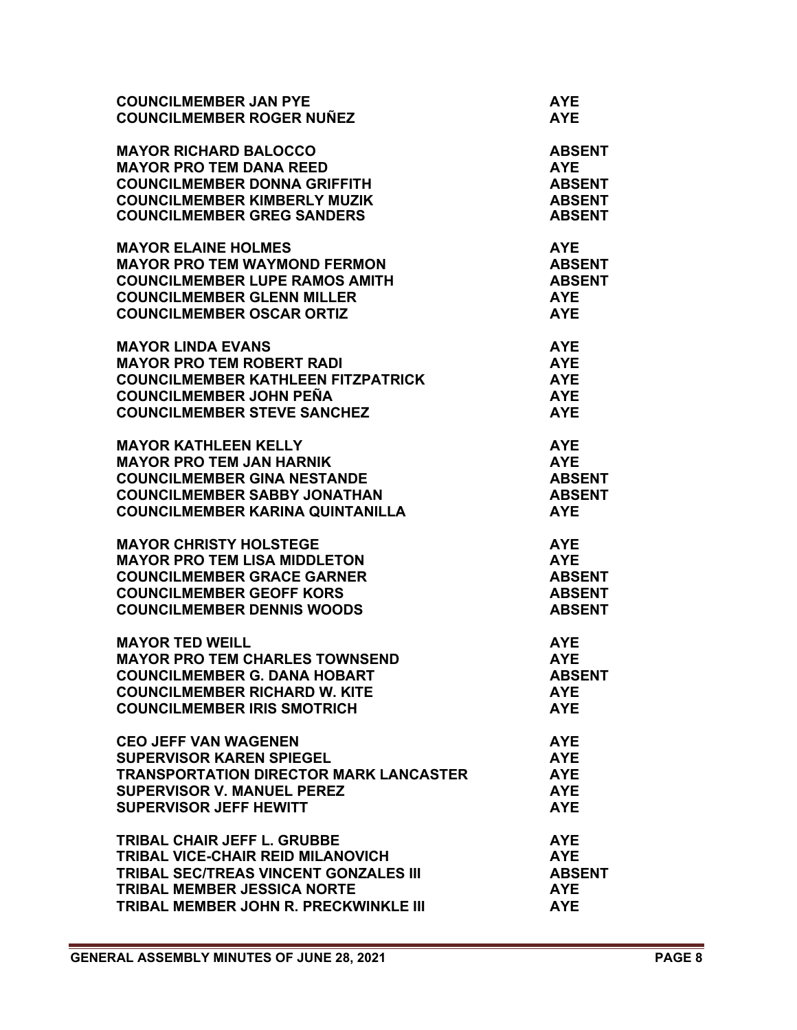| | |
|---|---|
| **COUNCILMEMBER JAN PYE** | **AYE** |
| **COUNCILMEMBER ROGER NUÑEZ** | **AYE** |
| | |
| **MAYOR RICHARD BALOCCO** | **ABSENT** |
| **MAYOR PRO TEM DANA REED** | **AYE** |
| **COUNCILMEMBER DONNA GRIFFITH** | **ABSENT** |
| **COUNCILMEMBER KIMBERLY MUZIK** | **ABSENT** |
| **COUNCILMEMBER GREG SANDERS** | **ABSENT** |
| | |
| **MAYOR ELAINE HOLMES** | **AYE** |
| **MAYOR PRO TEM WAYMOND FERMON** | **ABSENT** |
| **COUNCILMEMBER LUPE RAMOS AMITH** | **ABSENT** |
| **COUNCILMEMBER GLENN MILLER** | **AYE** |
| **COUNCILMEMBER OSCAR ORTIZ** | **AYE** |
| | |
| **MAYOR LINDA EVANS** | **AYE** |
| **MAYOR PRO TEM ROBERT RADI** | **AYE** |
| **COUNCILMEMBER KATHLEEN FITZPATRICK** | **AYE** |
| **COUNCILMEMBER JOHN PEÑA** | **AYE** |
| **COUNCILMEMBER STEVE SANCHEZ** | **AYE** |
| | |
| **MAYOR KATHLEEN KELLY** | **AYE** |
| **MAYOR PRO TEM JAN HARNIK** | **AYE** |
| **COUNCILMEMBER GINA NESTANDE** | **ABSENT** |
| **COUNCILMEMBER SABBY JONATHAN** | **ABSENT** |
| **COUNCILMEMBER KARINA QUINTANILLA** | **AYE** |
| | |
| **MAYOR CHRISTY HOLSTEGE** | **AYE** |
| **MAYOR PRO TEM LISA MIDDLETON** | **AYE** |
| **COUNCILMEMBER GRACE GARNER** | **ABSENT** |
| **COUNCILMEMBER GEOFF KORS** | **ABSENT** |
| **COUNCILMEMBER DENNIS WOODS** | **ABSENT** |
| | |
| **MAYOR TED WEILL** | **AYE** |
| **MAYOR PRO TEM CHARLES TOWNSEND** | **AYE** |
| **COUNCILMEMBER G. DANA HOBART** | **ABSENT** |
| **COUNCILMEMBER RICHARD W. KITE** | **AYE** |
| **COUNCILMEMBER IRIS SMOTRICH** | **AYE** |
| | |
| **CEO JEFF VAN WAGENEN** | **AYE** |
| **SUPERVISOR KAREN SPIEGEL** | **AYE** |
| **TRANSPORTATION DIRECTOR MARK LANCASTER** | **AYE** |
| **SUPERVISOR V. MANUEL PEREZ** | **AYE** |
| **SUPERVISOR JEFF HEWITT** | **AYE** |
| | |
| **TRIBAL CHAIR JEFF L. GRUBBE** | **AYE** |
| **TRIBAL VICE-CHAIR REID MILANOVICH** | **AYE** |
| **TRIBAL SEC/TREAS VINCENT GONZALES III** | **ABSENT** |
| **TRIBAL MEMBER JESSICA NORTE** | **AYE** |
| **TRIBAL MEMBER JOHN R. PRECKWINKLE III** | **AYE** |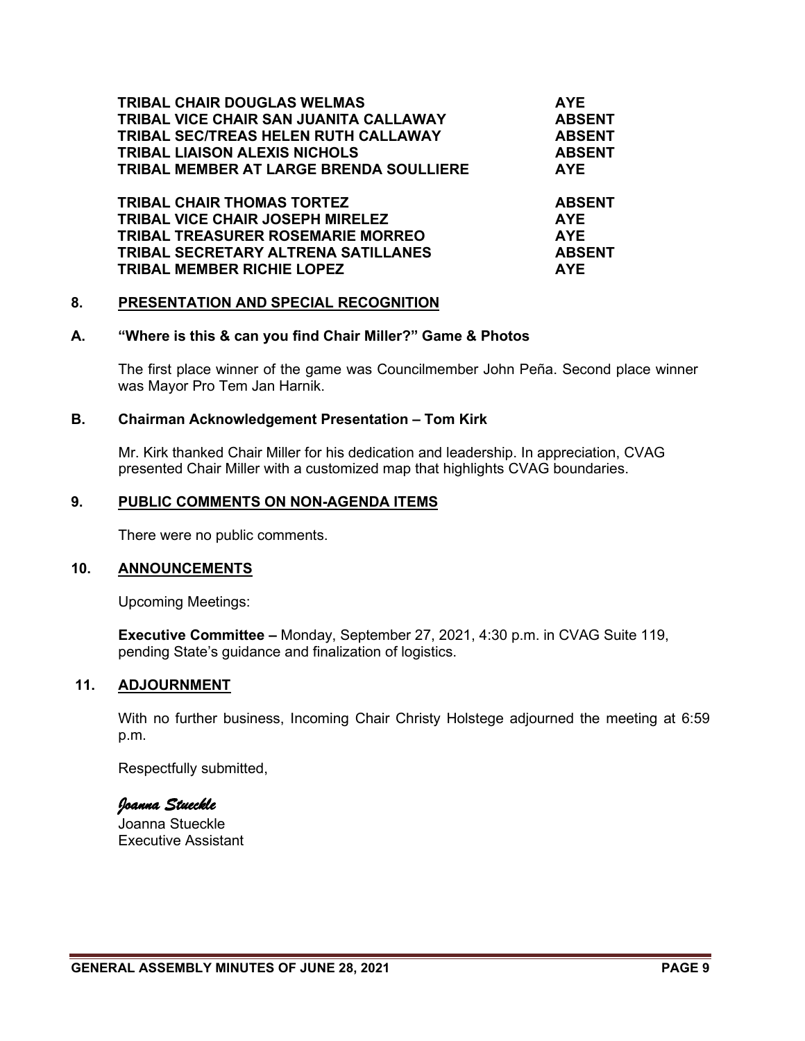| | |
|---|---|
| **TRIBAL CHAIR DOUGLAS WELMAS** | **AYE** |
| **TRIBAL VICE CHAIR SAN JUANITA CALLAWAY** | **ABSENT** |
| **TRIBAL SEC/TREAS HELEN RUTH CALLAWAY** | **ABSENT** |
| **TRIBAL LIAISON ALEXIS NICHOLS** | **ABSENT** |
| **TRIBAL MEMBER AT LARGE BRENDA SOULLIERE** | **AYE** |
| | |
| **TRIBAL CHAIR THOMAS TORTEZ** | **ABSENT** |
| **TRIBAL VICE CHAIR JOSEPH MIRELEZ** | **AYE** |
| **TRIBAL TREASURER ROSEMARIE MORREO** | **AYE** |
| **TRIBAL SECRETARY ALTRENA SATILLANES** | **ABSENT** |
| **TRIBAL MEMBER RICHIE LOPEZ** | **AYE** |

## 8. PRESENTATION AND SPECIAL RECOGNITION

### A. "Where is this & can you find Chair Miller?" Game & Photos

The first place winner of the game was Councilmember John Peña. Second place winner was Mayor Pro Tem Jan Harnik.

### B. Chairman Acknowledgement Presentation – Tom Kirk

Mr. Kirk thanked Chair Miller for his dedication and leadership. In appreciation, CVAG presented Chair Miller with a customized map that highlights CVAG boundaries.

## 9. PUBLIC COMMENTS ON NON-AGENDA ITEMS

There were no public comments.

## 10. ANNOUNCEMENTS

Upcoming Meetings:

**Executive Committee –** Monday, September 27, 2021, 4:30 p.m. in CVAG Suite 119, pending State's guidance and finalization of logistics.

## 11. ADJOURNMENT

With no further business, Incoming Chair Christy Holstege adjourned the meeting at 6:59 p.m.

Respectfully submitted,

*Joanna Stueckle*

Joanna Stueckle
Executive Assistant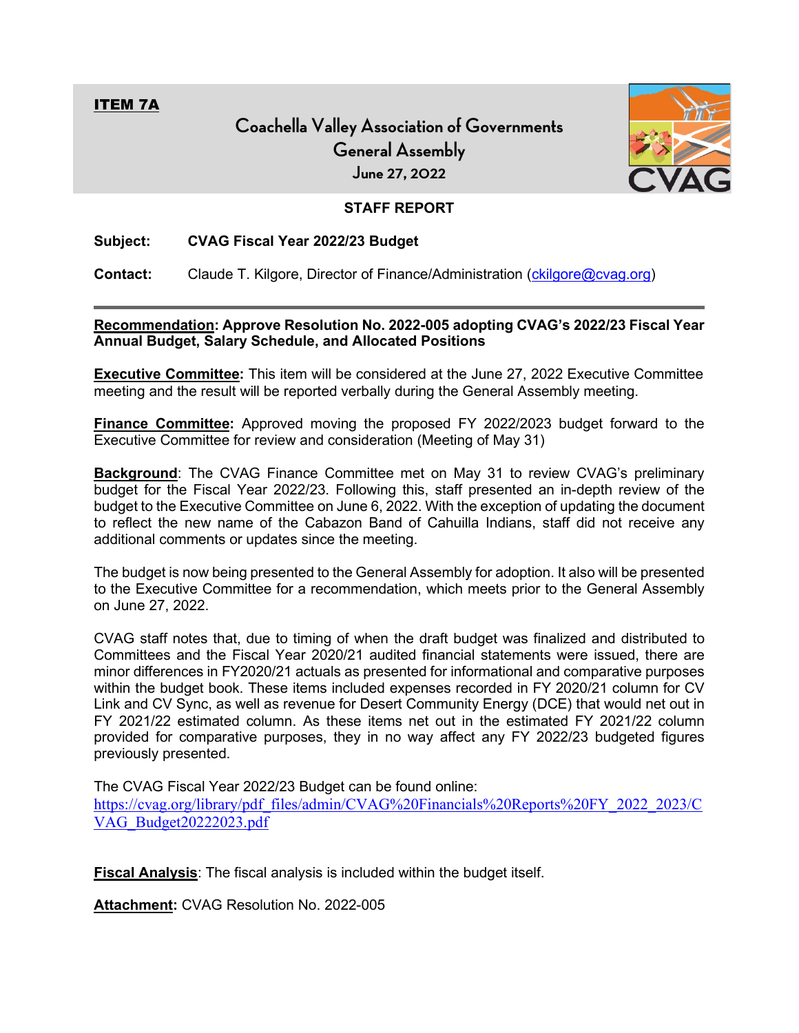**ITEM 7A**

# Coachella Valley Association of Governments General Assembly

June 27, 2022

## STAFF REPORT

**Subject:** **CVAG Fiscal Year 2022/23 Budget**

**Contact:** Claude T. Kilgore, Director of Finance/Administration (ckilgore@cvag.org)

---

**Recommendation: Approve Resolution No. 2022-005 adopting CVAG's 2022/23 Fiscal Year Annual Budget, Salary Schedule, and Allocated Positions**

**Executive Committee:** This item will be considered at the June 27, 2022 Executive Committee meeting and the result will be reported verbally during the General Assembly meeting.

**Finance Committee:** Approved moving the proposed FY 2022/2023 budget forward to the Executive Committee for review and consideration (Meeting of May 31)

**Background**: The CVAG Finance Committee met on May 31 to review CVAG's preliminary budget for the Fiscal Year 2022/23. Following this, staff presented an in-depth review of the budget to the Executive Committee on June 6, 2022. With the exception of updating the document to reflect the new name of the Cabazon Band of Cahuilla Indians, staff did not receive any additional comments or updates since the meeting.

The budget is now being presented to the General Assembly for adoption. It also will be presented to the Executive Committee for a recommendation, which meets prior to the General Assembly on June 27, 2022.

CVAG staff notes that, due to timing of when the draft budget was finalized and distributed to Committees and the Fiscal Year 2020/21 audited financial statements were issued, there are minor differences in FY2020/21 actuals as presented for informational and comparative purposes within the budget book. These items included expenses recorded in FY 2020/21 column for CV Link and CV Sync, as well as revenue for Desert Community Energy (DCE) that would net out in FY 2021/22 estimated column. As these items net out in the estimated FY 2021/22 column provided for comparative purposes, they in no way affect any FY 2022/23 budgeted figures previously presented.

The CVAG Fiscal Year 2022/23 Budget can be found online:
https://cvag.org/library/pdf_files/admin/CVAG%20Financials%20Reports%20FY_2022_2023/CVAG_Budget20222023.pdf

**Fiscal Analysis**: The fiscal analysis is included within the budget itself.

**Attachment:** CVAG Resolution No. 2022-005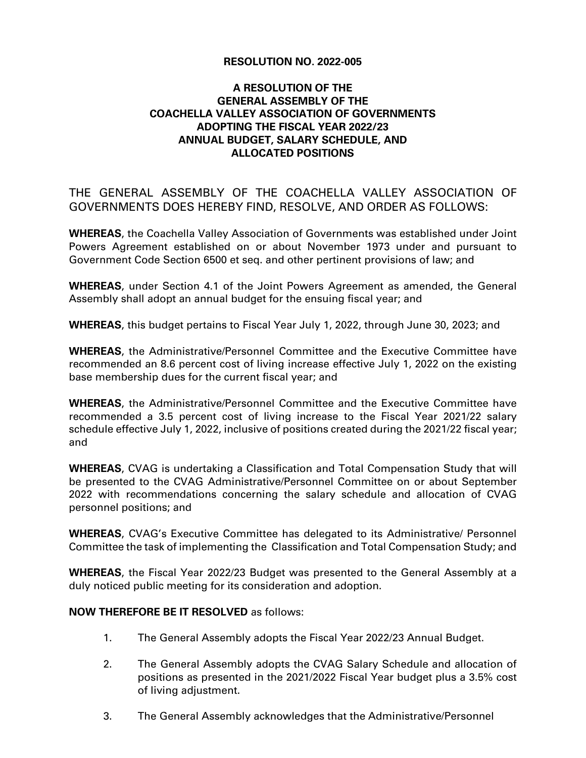**RESOLUTION NO. 2022-005**

**A RESOLUTION OF THE GENERAL ASSEMBLY OF THE COACHELLA VALLEY ASSOCIATION OF GOVERNMENTS ADOPTING THE FISCAL YEAR 2022/23 ANNUAL BUDGET, SALARY SCHEDULE, AND ALLOCATED POSITIONS**

THE GENERAL ASSEMBLY OF THE COACHELLA VALLEY ASSOCIATION OF GOVERNMENTS DOES HEREBY FIND, RESOLVE, AND ORDER AS FOLLOWS:

**WHEREAS**, the Coachella Valley Association of Governments was established under Joint Powers Agreement established on or about November 1973 under and pursuant to Government Code Section 6500 et seq. and other pertinent provisions of law; and

**WHEREAS**, under Section 4.1 of the Joint Powers Agreement as amended, the General Assembly shall adopt an annual budget for the ensuing fiscal year; and

**WHEREAS**, this budget pertains to Fiscal Year July 1, 2022, through June 30, 2023; and

**WHEREAS**, the Administrative/Personnel Committee and the Executive Committee have recommended an 8.6 percent cost of living increase effective July 1, 2022 on the existing base membership dues for the current fiscal year; and

**WHEREAS**, the Administrative/Personnel Committee and the Executive Committee have recommended a 3.5 percent cost of living increase to the Fiscal Year 2021/22 salary schedule effective July 1, 2022, inclusive of positions created during the 2021/22 fiscal year; and

**WHEREAS**, CVAG is undertaking a Classification and Total Compensation Study that will be presented to the CVAG Administrative/Personnel Committee on or about September 2022 with recommendations concerning the salary schedule and allocation of CVAG personnel positions; and

**WHEREAS**, CVAG's Executive Committee has delegated to its Administrative/ Personnel Committee the task of implementing the Classification and Total Compensation Study; and

**WHEREAS**, the Fiscal Year 2022/23 Budget was presented to the General Assembly at a duly noticed public meeting for its consideration and adoption.

**NOW THEREFORE BE IT RESOLVED** as follows:

1. The General Assembly adopts the Fiscal Year 2022/23 Annual Budget.

2. The General Assembly adopts the CVAG Salary Schedule and allocation of positions as presented in the 2021/2022 Fiscal Year budget plus a 3.5% cost of living adjustment.

3. The General Assembly acknowledges that the Administrative/Personnel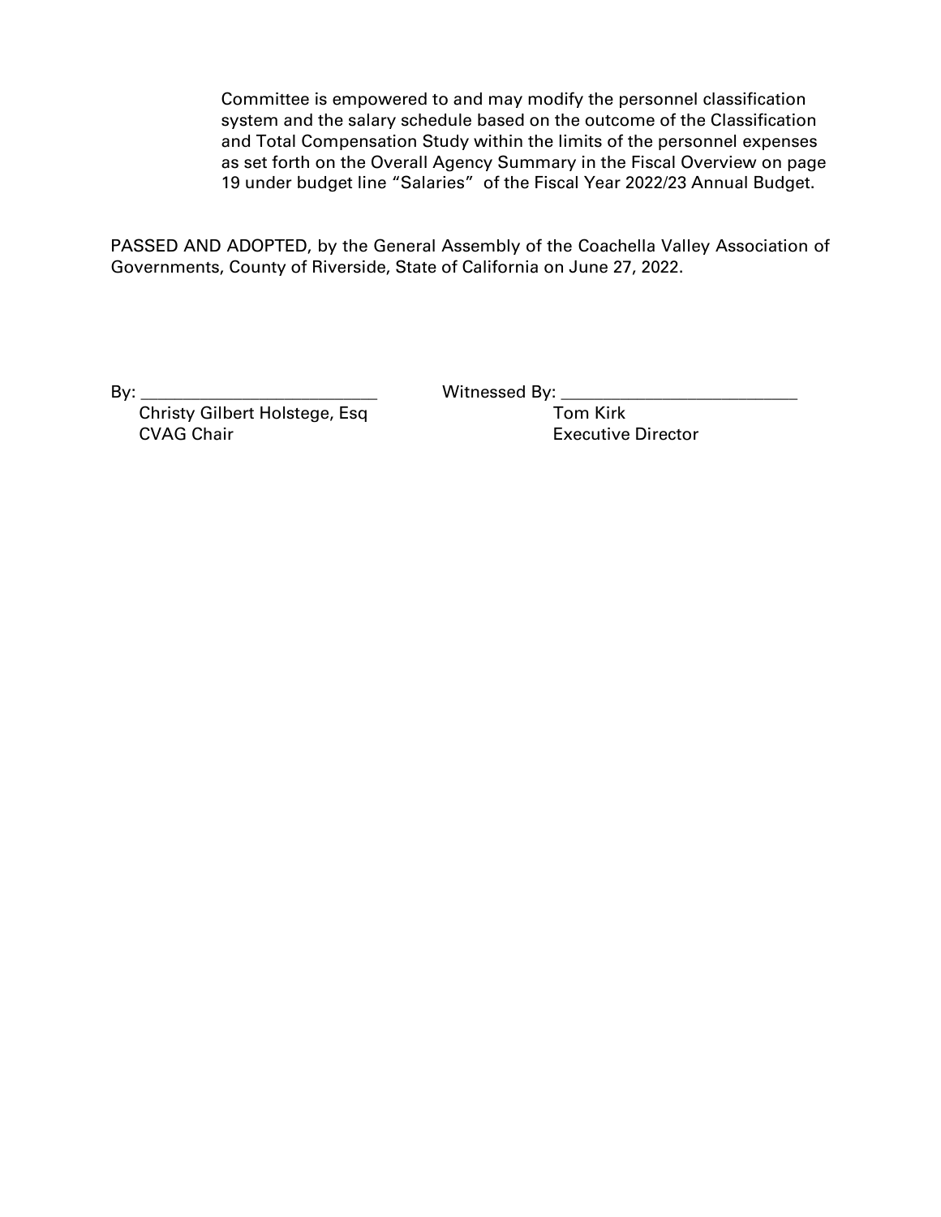Committee is empowered to and may modify the personnel classification system and the salary schedule based on the outcome of the Classification and Total Compensation Study within the limits of the personnel expenses as set forth on the Overall Agency Summary in the Fiscal Overview on page 19 under budget line "Salaries" of the Fiscal Year 2022/23 Annual Budget.

PASSED AND ADOPTED, by the General Assembly of the Coachella Valley Association of Governments, County of Riverside, State of California on June 27, 2022.

By: ___________________________
Christy Gilbert Holstege, Esq
CVAG Chair

Witnessed By: ___________________________
Tom Kirk
Executive Director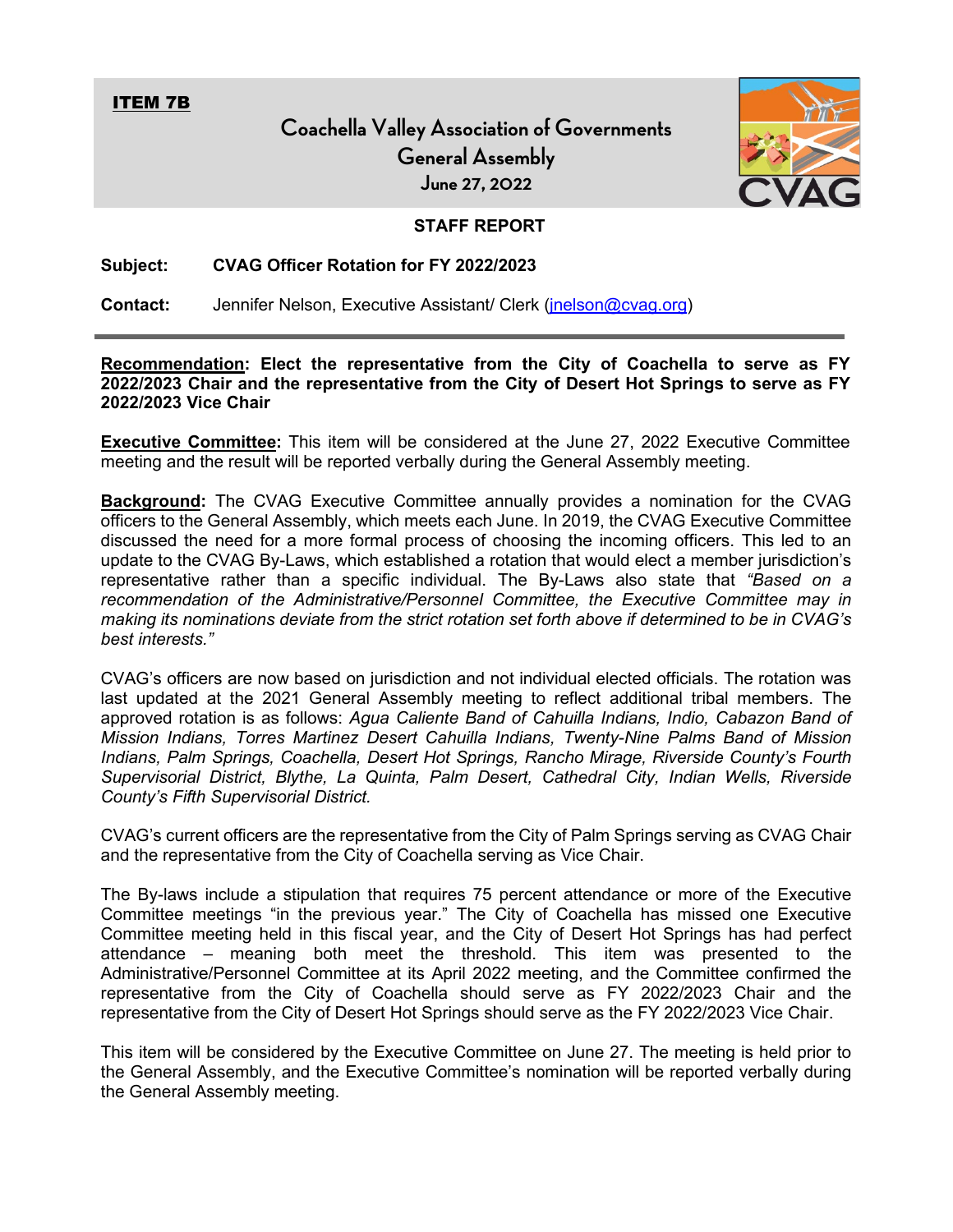**ITEM 7B**

# Coachella Valley Association of Governments
## General Assembly
### June 27, 2022

**STAFF REPORT**

**Subject:** **CVAG Officer Rotation for FY 2022/2023**

**Contact:** Jennifer Nelson, Executive Assistant/ Clerk (jnelson@cvag.org)

---

**Recommendation: Elect the representative from the City of Coachella to serve as FY 2022/2023 Chair and the representative from the City of Desert Hot Springs to serve as FY 2022/2023 Vice Chair**

**Executive Committee:** This item will be considered at the June 27, 2022 Executive Committee meeting and the result will be reported verbally during the General Assembly meeting.

**Background:** The CVAG Executive Committee annually provides a nomination for the CVAG officers to the General Assembly, which meets each June. In 2019, the CVAG Executive Committee discussed the need for a more formal process of choosing the incoming officers. This led to an update to the CVAG By-Laws, which established a rotation that would elect a member jurisdiction's representative rather than a specific individual. The By-Laws also state that *"Based on a recommendation of the Administrative/Personnel Committee, the Executive Committee may in making its nominations deviate from the strict rotation set forth above if determined to be in CVAG's best interests."*

CVAG's officers are now based on jurisdiction and not individual elected officials. The rotation was last updated at the 2021 General Assembly meeting to reflect additional tribal members. The approved rotation is as follows: *Agua Caliente Band of Cahuilla Indians, Indio, Cabazon Band of Mission Indians, Torres Martinez Desert Cahuilla Indians, Twenty-Nine Palms Band of Mission Indians, Palm Springs, Coachella, Desert Hot Springs, Rancho Mirage, Riverside County's Fourth Supervisorial District, Blythe, La Quinta, Palm Desert, Cathedral City, Indian Wells, Riverside County's Fifth Supervisorial District.*

CVAG's current officers are the representative from the City of Palm Springs serving as CVAG Chair and the representative from the City of Coachella serving as Vice Chair.

The By-laws include a stipulation that requires 75 percent attendance or more of the Executive Committee meetings "in the previous year." The City of Coachella has missed one Executive Committee meeting held in this fiscal year, and the City of Desert Hot Springs has had perfect attendance – meaning both meet the threshold. This item was presented to the Administrative/Personnel Committee at its April 2022 meeting, and the Committee confirmed the representative from the City of Coachella should serve as FY 2022/2023 Chair and the representative from the City of Desert Hot Springs should serve as the FY 2022/2023 Vice Chair.

This item will be considered by the Executive Committee on June 27. The meeting is held prior to the General Assembly, and the Executive Committee's nomination will be reported verbally during the General Assembly meeting.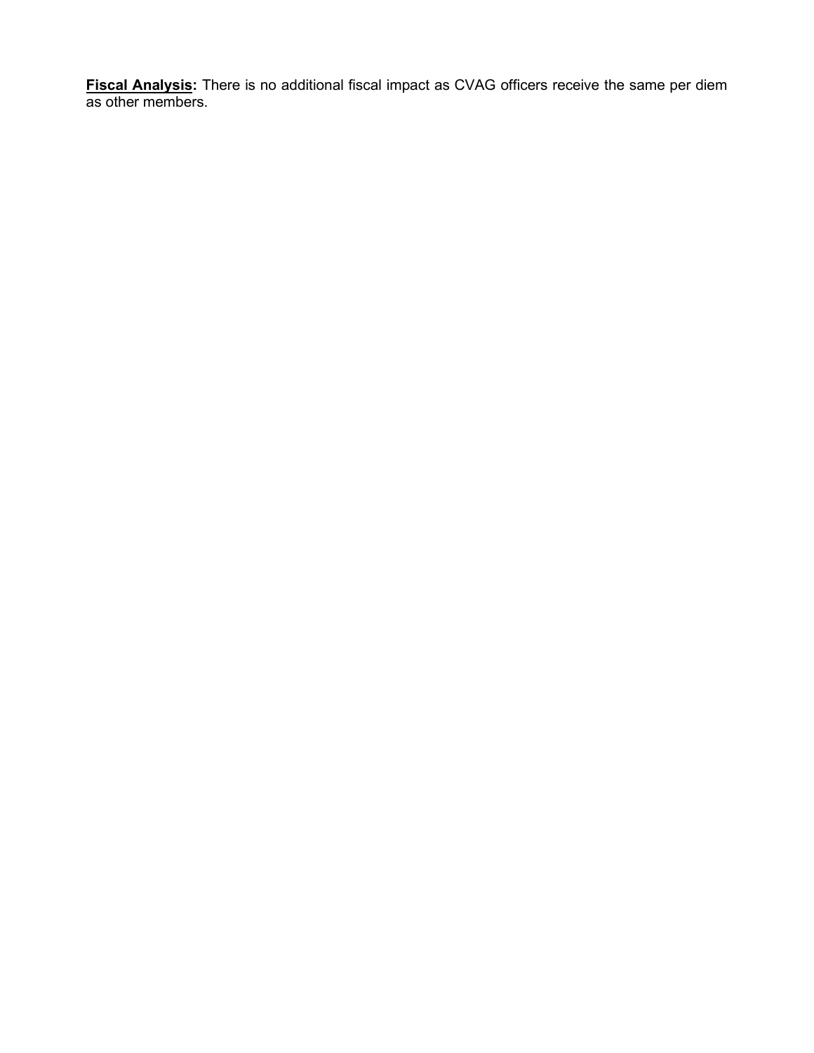**Fiscal Analysis:** There is no additional fiscal impact as CVAG officers receive the same per diem as other members.